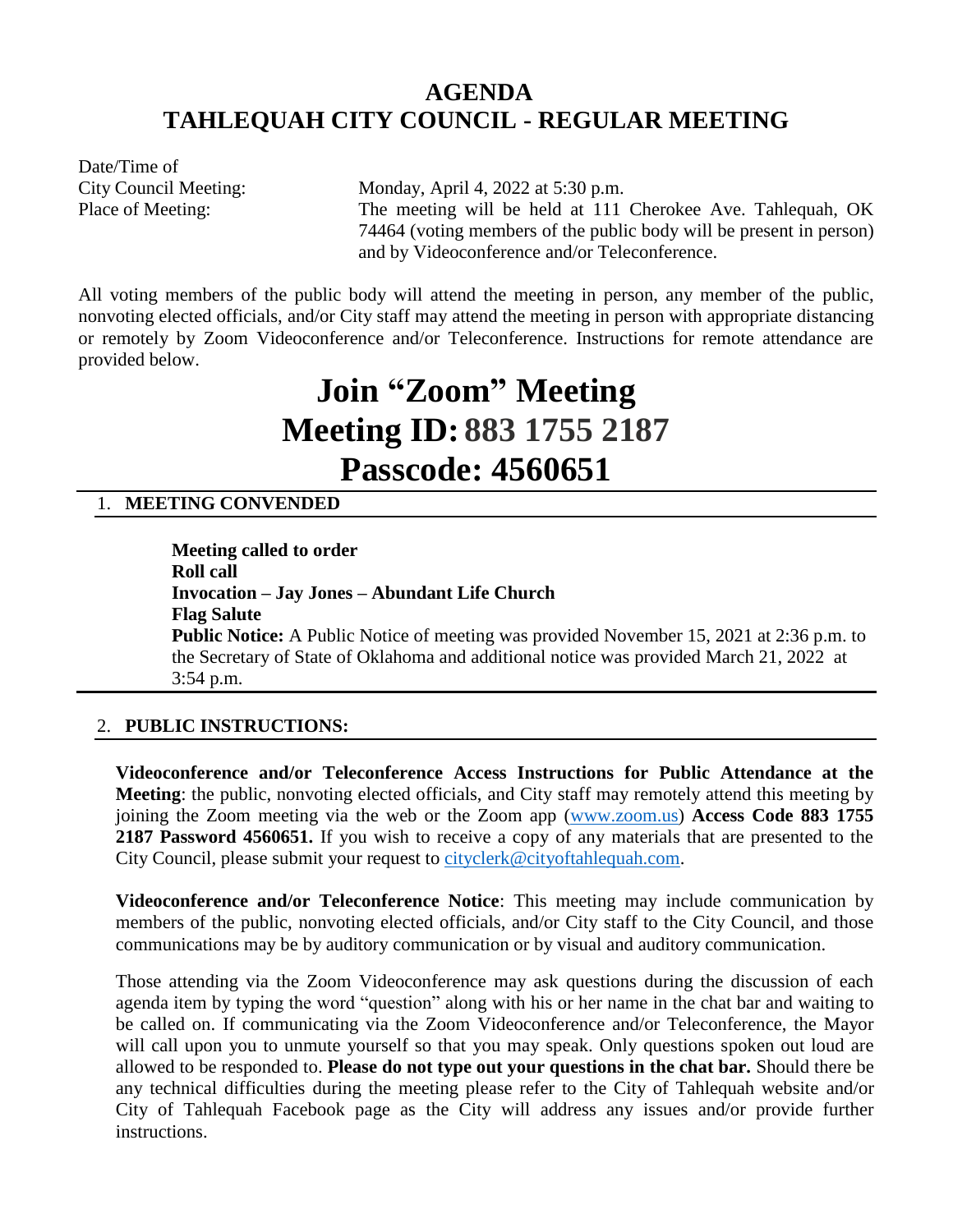# AGENDA
# TAHLEQUAH CITY COUNCIL - REGULAR MEETING

Date/Time of City Council Meeting: Monday, April 4, 2022 at 5:30 p.m.

Place of Meeting: The meeting will be held at 111 Cherokee Ave. Tahlequah, OK 74464 (voting members of the public body will be present in person) and by Videoconference and/or Teleconference.

All voting members of the public body will attend the meeting in person, any member of the public, nonvoting elected officials, and/or City staff may attend the meeting in person with appropriate distancing or remotely by Zoom Videoconference and/or Teleconference. Instructions for remote attendance are provided below.

# Join "Zoom" Meeting
# Meeting ID: 883 1755 2187
# Passcode: 4560651

## 1. MEETING CONVENDED

**Meeting called to order**
**Roll call**
**Invocation – Jay Jones – Abundant Life Church**
**Flag Salute**
**Public Notice:** A Public Notice of meeting was provided November 15, 2021 at 2:36 p.m. to the Secretary of State of Oklahoma and additional notice was provided March 21, 2022 at 3:54 p.m.

## 2. PUBLIC INSTRUCTIONS:

**Videoconference and/or Teleconference Access Instructions for Public Attendance at the Meeting**: the public, nonvoting elected officials, and City staff may remotely attend this meeting by joining the Zoom meeting via the web or the Zoom app (www.zoom.us) **Access Code 883 1755 2187 Password 4560651.** If you wish to receive a copy of any materials that are presented to the City Council, please submit your request to cityclerk@cityoftahlequah.com.

**Videoconference and/or Teleconference Notice**: This meeting may include communication by members of the public, nonvoting elected officials, and/or City staff to the City Council, and those communications may be by auditory communication or by visual and auditory communication.

Those attending via the Zoom Videoconference may ask questions during the discussion of each agenda item by typing the word "question" along with his or her name in the chat bar and waiting to be called on. If communicating via the Zoom Videoconference and/or Teleconference, the Mayor will call upon you to unmute yourself so that you may speak. Only questions spoken out loud are allowed to be responded to. **Please do not type out your questions in the chat bar.** Should there be any technical difficulties during the meeting please refer to the City of Tahlequah website and/or City of Tahlequah Facebook page as the City will address any issues and/or provide further instructions.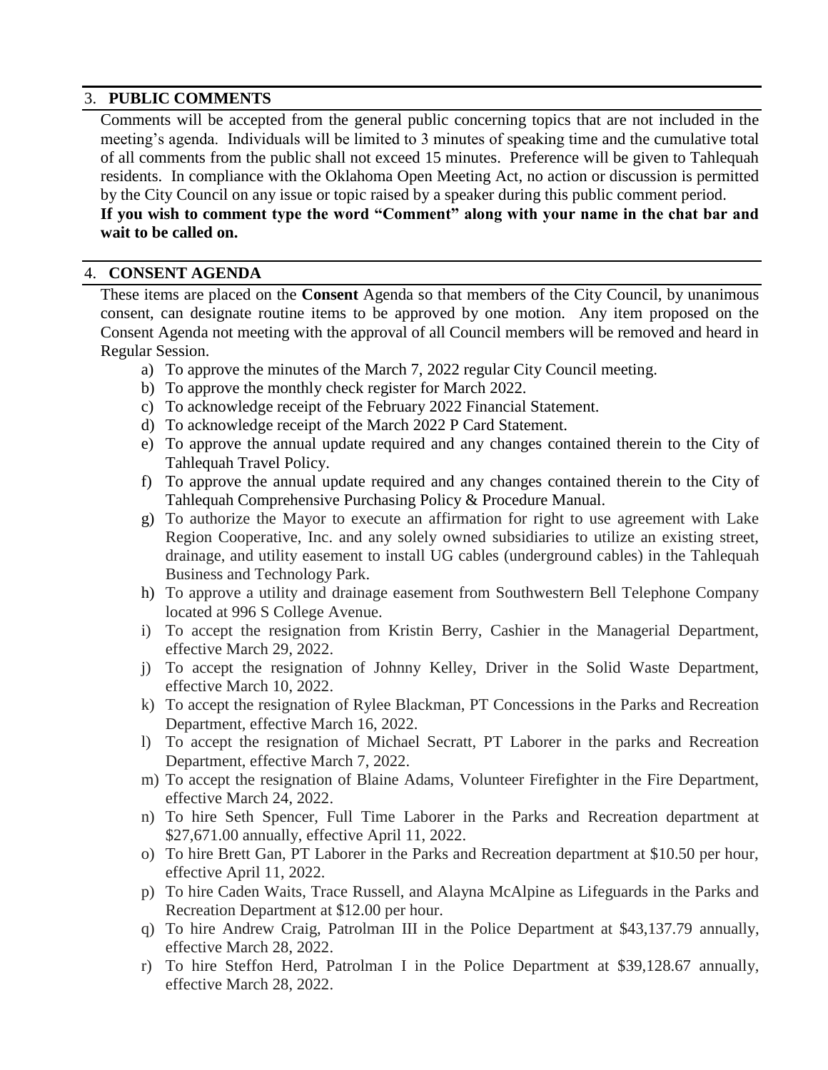## 3. PUBLIC COMMENTS

Comments will be accepted from the general public concerning topics that are not included in the meeting's agenda. Individuals will be limited to 3 minutes of speaking time and the cumulative total of all comments from the public shall not exceed 15 minutes. Preference will be given to Tahlequah residents. In compliance with the Oklahoma Open Meeting Act, no action or discussion is permitted by the City Council on any issue or topic raised by a speaker during this public comment period.

**If you wish to comment type the word "Comment" along with your name in the chat bar and wait to be called on.**

## 4. CONSENT AGENDA

These items are placed on the **Consent** Agenda so that members of the City Council, by unanimous consent, can designate routine items to be approved by one motion. Any item proposed on the Consent Agenda not meeting with the approval of all Council members will be removed and heard in Regular Session.

a) To approve the minutes of the March 7, 2022 regular City Council meeting.

b) To approve the monthly check register for March 2022.

c) To acknowledge receipt of the February 2022 Financial Statement.

d) To acknowledge receipt of the March 2022 P Card Statement.

e) To approve the annual update required and any changes contained therein to the City of Tahlequah Travel Policy.

f) To approve the annual update required and any changes contained therein to the City of Tahlequah Comprehensive Purchasing Policy & Procedure Manual.

g) To authorize the Mayor to execute an affirmation for right to use agreement with Lake Region Cooperative, Inc. and any solely owned subsidiaries to utilize an existing street, drainage, and utility easement to install UG cables (underground cables) in the Tahlequah Business and Technology Park.

h) To approve a utility and drainage easement from Southwestern Bell Telephone Company located at 996 S College Avenue.

i) To accept the resignation from Kristin Berry, Cashier in the Managerial Department, effective March 29, 2022.

j) To accept the resignation of Johnny Kelley, Driver in the Solid Waste Department, effective March 10, 2022.

k) To accept the resignation of Rylee Blackman, PT Concessions in the Parks and Recreation Department, effective March 16, 2022.

l) To accept the resignation of Michael Secratt, PT Laborer in the parks and Recreation Department, effective March 7, 2022.

m) To accept the resignation of Blaine Adams, Volunteer Firefighter in the Fire Department, effective March 24, 2022.

n) To hire Seth Spencer, Full Time Laborer in the Parks and Recreation department at $27,671.00 annually, effective April 11, 2022.

o) To hire Brett Gan, PT Laborer in the Parks and Recreation department at $10.50 per hour, effective April 11, 2022.

p) To hire Caden Waits, Trace Russell, and Alayna McAlpine as Lifeguards in the Parks and Recreation Department at $12.00 per hour.

q) To hire Andrew Craig, Patrolman III in the Police Department at $43,137.79 annually, effective March 28, 2022.

r) To hire Steffon Herd, Patrolman I in the Police Department at $39,128.67 annually, effective March 28, 2022.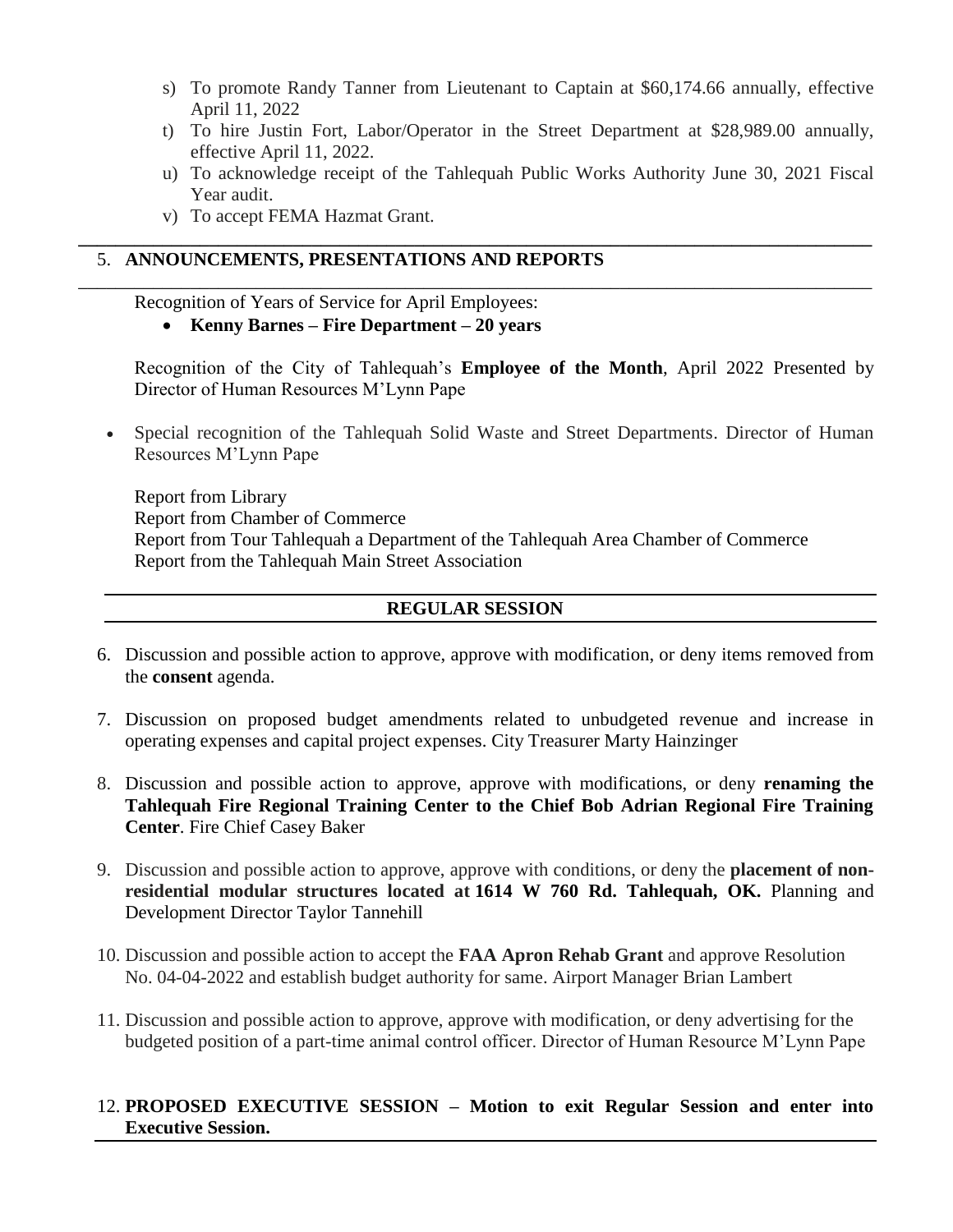s) To promote Randy Tanner from Lieutenant to Captain at $60,174.66 annually, effective April 11, 2022
t) To hire Justin Fort, Labor/Operator in the Street Department at $28,989.00 annually, effective April 11, 2022.
u) To acknowledge receipt of the Tahlequah Public Works Authority June 30, 2021 Fiscal Year audit.
v) To accept FEMA Hazmat Grant.

---

5. **ANNOUNCEMENTS, PRESENTATIONS AND REPORTS**

---

Recognition of Years of Service for April Employees:

- **Kenny Barnes – Fire Department – 20 years**

Recognition of the City of Tahlequah's **Employee of the Month**, April 2022 Presented by Director of Human Resources M'Lynn Pape

- Special recognition of the Tahlequah Solid Waste and Street Departments. Director of Human Resources M'Lynn Pape

Report from Library
Report from Chamber of Commerce
Report from Tour Tahlequah a Department of the Tahlequah Area Chamber of Commerce
Report from the Tahlequah Main Street Association

---

## REGULAR SESSION

---

6. Discussion and possible action to approve, approve with modification, or deny items removed from the **consent** agenda.

7. Discussion on proposed budget amendments related to unbudgeted revenue and increase in operating expenses and capital project expenses. City Treasurer Marty Hainzinger

8. Discussion and possible action to approve, approve with modifications, or deny **renaming the Tahlequah Fire Regional Training Center to the Chief Bob Adrian Regional Fire Training Center**. Fire Chief Casey Baker

9. Discussion and possible action to approve, approve with conditions, or deny the **placement of non-residential modular structures located at 1614 W 760 Rd. Tahlequah, OK.** Planning and Development Director Taylor Tannehill

10. Discussion and possible action to accept the **FAA Apron Rehab Grant** and approve Resolution No. 04-04-2022 and establish budget authority for same. Airport Manager Brian Lambert

11. Discussion and possible action to approve, approve with modification, or deny advertising for the budgeted position of a part-time animal control officer. Director of Human Resource M'Lynn Pape

12. **PROPOSED EXECUTIVE SESSION – Motion to exit Regular Session and enter into Executive Session.**

---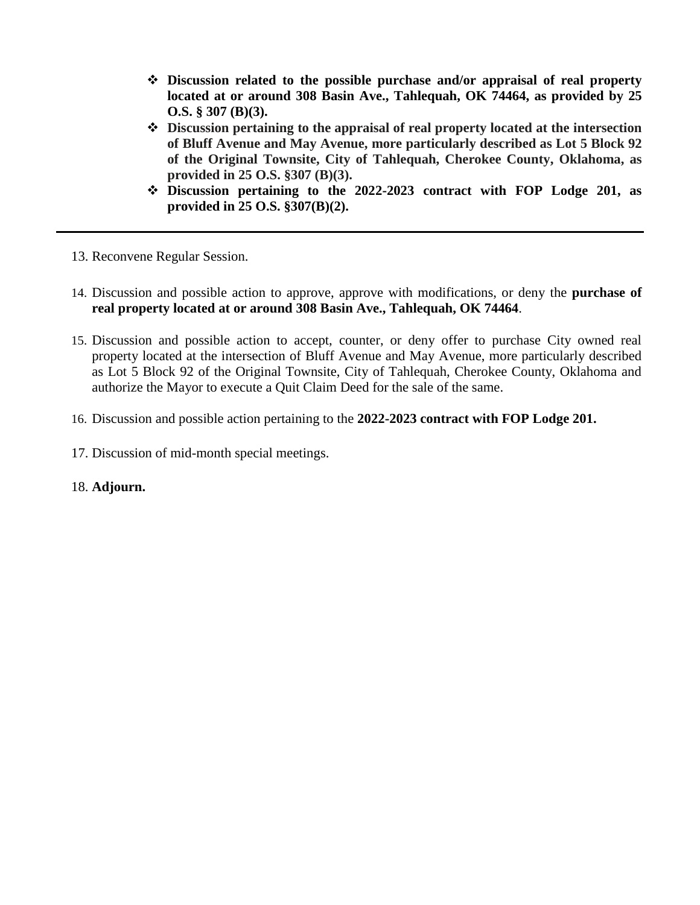- **Discussion related to the possible purchase and/or appraisal of real property located at or around 308 Basin Ave., Tahlequah, OK 74464, as provided by 25 O.S. § 307 (B)(3).**
- **Discussion pertaining to the appraisal of real property located at the intersection of Bluff Avenue and May Avenue, more particularly described as Lot 5 Block 92 of the Original Townsite, City of Tahlequah, Cherokee County, Oklahoma, as provided in 25 O.S. §307 (B)(3).**
- **Discussion pertaining to the 2022-2023 contract with FOP Lodge 201, as provided in 25 O.S. §307(B)(2).**

---

13. Reconvene Regular Session.

14. Discussion and possible action to approve, approve with modifications, or deny the **purchase of real property located at or around 308 Basin Ave., Tahlequah, OK 74464**.

15. Discussion and possible action to accept, counter, or deny offer to purchase City owned real property located at the intersection of Bluff Avenue and May Avenue, more particularly described as Lot 5 Block 92 of the Original Townsite, City of Tahlequah, Cherokee County, Oklahoma and authorize the Mayor to execute a Quit Claim Deed for the sale of the same.

16. Discussion and possible action pertaining to the **2022-2023 contract with FOP Lodge 201.**

17. Discussion of mid-month special meetings.

18. **Adjourn.**